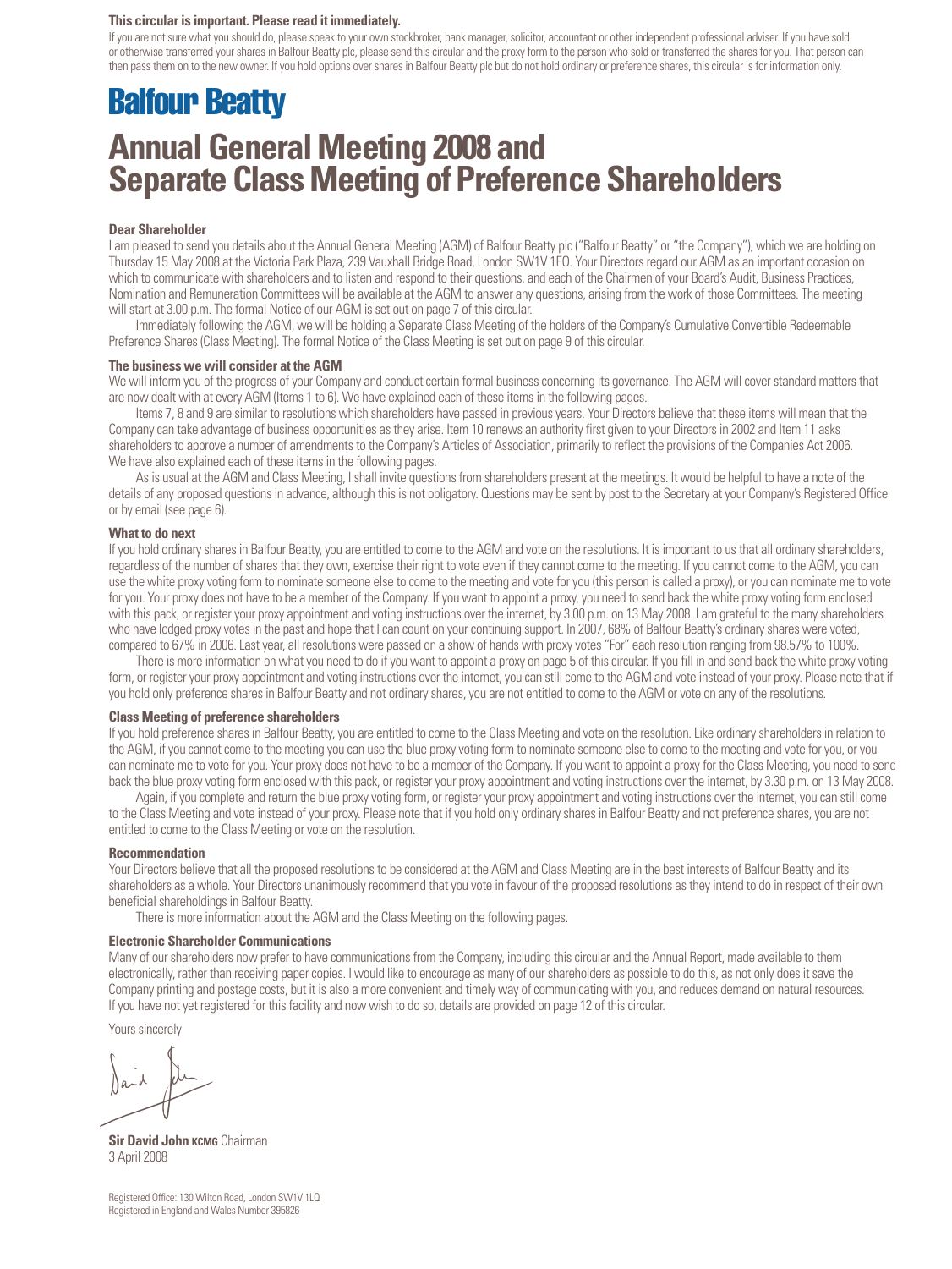**This circular is important. Please read it immediately.**

If you are not sure what you should do, please speak to your own stockbroker, bank manager, solicitor, accountant or other independent professional adviser. If you have sold or otherwise transferred your shares in Balfour Beatty plc, please send this circular and the proxy form to the person who sold or transferred the shares for you. That person can then pass them on to the new owner. If you hold options over shares in Balfour Beatty plc but do not hold ordinary or preference shares, this circular is for information only.

# Balfour Beatty

# Annual General Meeting 2008 and Separate Class Meeting of Preference Shareholders

**Dear Shareholder**

I am pleased to send you details about the Annual General Meeting (AGM) of Balfour Beatty plc ("Balfour Beatty" or "the Company"), which we are holding on Thursday 15 May 2008 at the Victoria Park Plaza, 239 Vauxhall Bridge Road, London SW1V 1EQ. Your Directors regard our AGM as an important occasion on which to communicate with shareholders and to listen and respond to their questions, and each of the Chairmen of your Board's Audit, Business Practices, Nomination and Remuneration Committees will be available at the AGM to answer any questions, arising from the work of those Committees. The meeting will start at 3.00 p.m. The formal Notice of our AGM is set out on page 7 of this circular.

Immediately following the AGM, we will be holding a Separate Class Meeting of the holders of the Company's Cumulative Convertible Redeemable Preference Shares (Class Meeting). The formal Notice of the Class Meeting is set out on page 9 of this circular.

**The business we will consider at the AGM**

We will inform you of the progress of your Company and conduct certain formal business concerning its governance. The AGM will cover standard matters that are now dealt with at every AGM (Items 1 to 6). We have explained each of these items in the following pages.

Items 7, 8 and 9 are similar to resolutions which shareholders have passed in previous years. Your Directors believe that these items will mean that the Company can take advantage of business opportunities as they arise. Item 10 renews an authority first given to your Directors in 2002 and Item 11 asks shareholders to approve a number of amendments to the Company's Articles of Association, primarily to reflect the provisions of the Companies Act 2006. We have also explained each of these items in the following pages.

As is usual at the AGM and Class Meeting, I shall invite questions from shareholders present at the meetings. It would be helpful to have a note of the details of any proposed questions in advance, although this is not obligatory. Questions may be sent by post to the Secretary at your Company's Registered Office or by email (see page 6).

**What to do next**

If you hold ordinary shares in Balfour Beatty, you are entitled to come to the AGM and vote on the resolutions. It is important to us that all ordinary shareholders, regardless of the number of shares that they own, exercise their right to vote even if they cannot come to the meeting. If you cannot come to the AGM, you can use the white proxy voting form to nominate someone else to come to the meeting and vote for you (this person is called a proxy), or you can nominate me to vote for you. Your proxy does not have to be a member of the Company. If you want to appoint a proxy, you need to send back the white proxy voting form enclosed with this pack, or register your proxy appointment and voting instructions over the internet, by 3.00 p.m. on 13 May 2008. I am grateful to the many shareholders who have lodged proxy votes in the past and hope that I can count on your continuing support. In 2007, 68% of Balfour Beatty's ordinary shares were voted, compared to 67% in 2006. Last year, all resolutions were passed on a show of hands with proxy votes "For" each resolution ranging from 98.57% to 100%.

There is more information on what you need to do if you want to appoint a proxy on page 5 of this circular. If you fill in and send back the white proxy voting form, or register your proxy appointment and voting instructions over the internet, you can still come to the AGM and vote instead of your proxy. Please note that if you hold only preference shares in Balfour Beatty and not ordinary shares, you are not entitled to come to the AGM or vote on any of the resolutions.

**Class Meeting of preference shareholders**

If you hold preference shares in Balfour Beatty, you are entitled to come to the Class Meeting and vote on the resolution. Like ordinary shareholders in relation to the AGM, if you cannot come to the meeting you can use the blue proxy voting form to nominate someone else to come to the meeting and vote for you, or you can nominate me to vote for you. Your proxy does not have to be a member of the Company. If you want to appoint a proxy for the Class Meeting, you need to send back the blue proxy voting form enclosed with this pack, or register your proxy appointment and voting instructions over the internet, by 3.30 p.m. on 13 May 2008.

Again, if you complete and return the blue proxy voting form, or register your proxy appointment and voting instructions over the internet, you can still come to the Class Meeting and vote instead of your proxy. Please note that if you hold only ordinary shares in Balfour Beatty and not preference shares, you are not entitled to come to the Class Meeting or vote on the resolution.

**Recommendation**

Your Directors believe that all the proposed resolutions to be considered at the AGM and Class Meeting are in the best interests of Balfour Beatty and its shareholders as a whole. Your Directors unanimously recommend that you vote in favour of the proposed resolutions as they intend to do in respect of their own beneficial shareholdings in Balfour Beatty.

There is more information about the AGM and the Class Meeting on the following pages.

**Electronic Shareholder Communications**

Many of our shareholders now prefer to have communications from the Company, including this circular and the Annual Report, made available to them electronically, rather than receiving paper copies. I would like to encourage as many of our shareholders as possible to do this, as not only does it save the Company printing and postage costs, but it is also a more convenient and timely way of communicating with you, and reduces demand on natural resources. If you have not yet registered for this facility and now wish to do so, details are provided on page 12 of this circular.

Yours sincerely

**Sir David John KCMG** Chairman
3 April 2008

Registered Office: 130 Wilton Road, London SW1V 1LQ
Registered in England and Wales Number 395826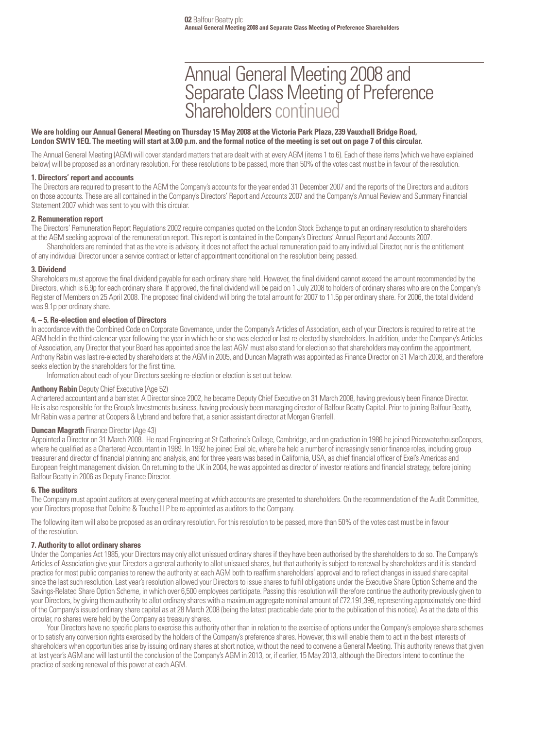# Annual General Meeting 2008 and Separate Class Meeting of Preference Shareholders continued

**We are holding our Annual General Meeting on Thursday 15 May 2008 at the Victoria Park Plaza, 239 Vauxhall Bridge Road, London SW1V 1EQ. The meeting will start at 3.00 p.m. and the formal notice of the meeting is set out on page 7 of this circular.**

The Annual General Meeting (AGM) will cover standard matters that are dealt with at every AGM (items 1 to 6). Each of these items (which we have explained below) will be proposed as an ordinary resolution. For these resolutions to be passed, more than 50% of the votes cast must be in favour of the resolution.

### 1. Directors' report and accounts

The Directors are required to present to the AGM the Company's accounts for the year ended 31 December 2007 and the reports of the Directors and auditors on those accounts. These are all contained in the Company's Directors' Report and Accounts 2007 and the Company's Annual Review and Summary Financial Statement 2007 which was sent to you with this circular.

### 2. Remuneration report

The Directors' Remuneration Report Regulations 2002 require companies quoted on the London Stock Exchange to put an ordinary resolution to shareholders at the AGM seeking approval of the remuneration report. This report is contained in the Company's Directors' Annual Report and Accounts 2007.

Shareholders are reminded that as the vote is advisory, it does not affect the actual remuneration paid to any individual Director, nor is the entitlement of any individual Director under a service contract or letter of appointment conditional on the resolution being passed.

### 3. Dividend

Shareholders must approve the final dividend payable for each ordinary share held. However, the final dividend cannot exceed the amount recommended by the Directors, which is 6.9p for each ordinary share. If approved, the final dividend will be paid on 1 July 2008 to holders of ordinary shares who are on the Company's Register of Members on 25 April 2008. The proposed final dividend will bring the total amount for 2007 to 11.5p per ordinary share. For 2006, the total dividend was 9.1p per ordinary share.

### 4. – 5. Re-election and election of Directors

In accordance with the Combined Code on Corporate Governance, under the Company's Articles of Association, each of your Directors is required to retire at the AGM held in the third calendar year following the year in which he or she was elected or last re-elected by shareholders. In addition, under the Company's Articles of Association, any Director that your Board has appointed since the last AGM must also stand for election so that shareholders may confirm the appointment. Anthony Rabin was last re-elected by shareholders at the AGM in 2005, and Duncan Magrath was appointed as Finance Director on 31 March 2008, and therefore seeks election by the shareholders for the first time.

Information about each of your Directors seeking re-election or election is set out below.

**Anthony Rabin** Deputy Chief Executive (Age 52)

A chartered accountant and a barrister. A Director since 2002, he became Deputy Chief Executive on 31 March 2008, having previously been Finance Director. He is also responsible for the Group's Investments business, having previously been managing director of Balfour Beatty Capital. Prior to joining Balfour Beatty, Mr Rabin was a partner at Coopers & Lybrand and before that, a senior assistant director at Morgan Grenfell.

**Duncan Magrath** Finance Director (Age 43)

Appointed a Director on 31 March 2008. He read Engineering at St Catherine's College, Cambridge, and on graduation in 1986 he joined PricewaterhouseCoopers, where he qualified as a Chartered Accountant in 1989. In 1992 he joined Exel plc, where he held a number of increasingly senior finance roles, including group treasurer and director of financial planning and analysis, and for three years was based in California, USA, as chief financial officer of Exel's Americas and European freight management division. On returning to the UK in 2004, he was appointed as director of investor relations and financial strategy, before joining Balfour Beatty in 2006 as Deputy Finance Director.

### 6. The auditors

The Company must appoint auditors at every general meeting at which accounts are presented to shareholders. On the recommendation of the Audit Committee, your Directors propose that Deloitte & Touche LLP be re-appointed as auditors to the Company.

The following item will also be proposed as an ordinary resolution. For this resolution to be passed, more than 50% of the votes cast must be in favour of the resolution.

### 7. Authority to allot ordinary shares

Under the Companies Act 1985, your Directors may only allot unissued ordinary shares if they have been authorised by the shareholders to do so. The Company's Articles of Association give your Directors a general authority to allot unissued shares, but that authority is subject to renewal by shareholders and it is standard practice for most public companies to renew the authority at each AGM both to reaffirm shareholders' approval and to reflect changes in issued share capital since the last such resolution. Last year's resolution allowed your Directors to issue shares to fulfil obligations under the Executive Share Option Scheme and the Savings-Related Share Option Scheme, in which over 6,500 employees participate. Passing this resolution will therefore continue the authority previously given to your Directors, by giving them authority to allot ordinary shares with a maximum aggregate nominal amount of £72,191,399, representing approximately one-third of the Company's issued ordinary share capital as at 28 March 2008 (being the latest practicable date prior to the publication of this notice). As at the date of this circular, no shares were held by the Company as treasury shares.

Your Directors have no specific plans to exercise this authority other than in relation to the exercise of options under the Company's employee share schemes or to satisfy any conversion rights exercised by the holders of the Company's preference shares. However, this will enable them to act in the best interests of shareholders when opportunities arise by issuing ordinary shares at short notice, without the need to convene a General Meeting. This authority renews that given at last year's AGM and will last until the conclusion of the Company's AGM in 2013, or, if earlier, 15 May 2013, although the Directors intend to continue the practice of seeking renewal of this power at each AGM.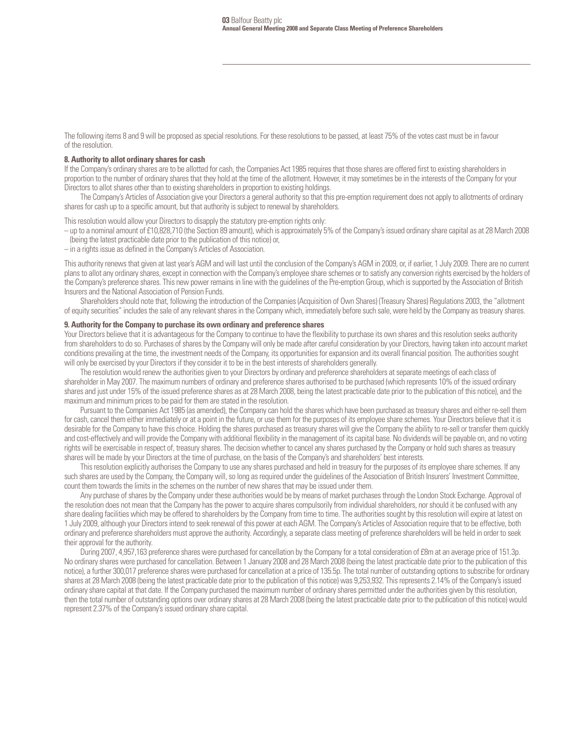The following items 8 and 9 will be proposed as special resolutions. For these resolutions to be passed, at least 75% of the votes cast must be in favour of the resolution.

**8. Authority to allot ordinary shares for cash**

If the Company's ordinary shares are to be allotted for cash, the Companies Act 1985 requires that those shares are offered first to existing shareholders in proportion to the number of ordinary shares that they hold at the time of the allotment. However, it may sometimes be in the interests of the Company for your Directors to allot shares other than to existing shareholders in proportion to existing holdings.

The Company's Articles of Association give your Directors a general authority so that this pre-emption requirement does not apply to allotments of ordinary shares for cash up to a specific amount, but that authority is subject to renewal by shareholders.

This resolution would allow your Directors to disapply the statutory pre-emption rights only:

- up to a nominal amount of £10,828,710 (the Section 89 amount), which is approximately 5% of the Company's issued ordinary share capital as at 28 March 2008 (being the latest practicable date prior to the publication of this notice) or,
- in a rights issue as defined in the Company's Articles of Association.

This authority renews that given at last year's AGM and will last until the conclusion of the Company's AGM in 2009, or, if earlier, 1 July 2009. There are no current plans to allot any ordinary shares, except in connection with the Company's employee share schemes or to satisfy any conversion rights exercised by the holders of the Company's preference shares. This new power remains in line with the guidelines of the Pre-emption Group, which is supported by the Association of British Insurers and the National Association of Pension Funds.

Shareholders should note that, following the introduction of the Companies (Acquisition of Own Shares) (Treasury Shares) Regulations 2003, the "allotment of equity securities" includes the sale of any relevant shares in the Company which, immediately before such sale, were held by the Company as treasury shares.

**9. Authority for the Company to purchase its own ordinary and preference shares**

Your Directors believe that it is advantageous for the Company to continue to have the flexibility to purchase its own shares and this resolution seeks authority from shareholders to do so. Purchases of shares by the Company will only be made after careful consideration by your Directors, having taken into account market conditions prevailing at the time, the investment needs of the Company, its opportunities for expansion and its overall financial position. The authorities sought will only be exercised by your Directors if they consider it to be in the best interests of shareholders generally.

The resolution would renew the authorities given to your Directors by ordinary and preference shareholders at separate meetings of each class of shareholder in May 2007. The maximum numbers of ordinary and preference shares authorised to be purchased (which represents 10% of the issued ordinary shares and just under 15% of the issued preference shares as at 28 March 2008, being the latest practicable date prior to the publication of this notice), and the maximum and minimum prices to be paid for them are stated in the resolution.

Pursuant to the Companies Act 1985 (as amended), the Company can hold the shares which have been purchased as treasury shares and either re-sell them for cash, cancel them either immediately or at a point in the future, or use them for the purposes of its employee share schemes. Your Directors believe that it is desirable for the Company to have this choice. Holding the shares purchased as treasury shares will give the Company the ability to re-sell or transfer them quickly and cost-effectively and will provide the Company with additional flexibility in the management of its capital base. No dividends will be payable on, and no voting rights will be exercisable in respect of, treasury shares. The decision whether to cancel any shares purchased by the Company or hold such shares as treasury shares will be made by your Directors at the time of purchase, on the basis of the Company's and shareholders' best interests.

This resolution explicitly authorises the Company to use any shares purchased and held in treasury for the purposes of its employee share schemes. If any such shares are used by the Company, the Company will, so long as required under the guidelines of the Association of British Insurers' Investment Committee, count them towards the limits in the schemes on the number of new shares that may be issued under them.

Any purchase of shares by the Company under these authorities would be by means of market purchases through the London Stock Exchange. Approval of the resolution does not mean that the Company has the power to acquire shares compulsorily from individual shareholders, nor should it be confused with any share dealing facilities which may be offered to shareholders by the Company from time to time. The authorities sought by this resolution will expire at latest on 1 July 2009, although your Directors intend to seek renewal of this power at each AGM. The Company's Articles of Association require that to be effective, both ordinary and preference shareholders must approve the authority. Accordingly, a separate class meeting of preference shareholders will be held in order to seek their approval for the authority.

During 2007, 4,957,163 preference shares were purchased for cancellation by the Company for a total consideration of £8m at an average price of 151.3p. No ordinary shares were purchased for cancellation. Between 1 January 2008 and 28 March 2008 (being the latest practicable date prior to the publication of this notice), a further 300,017 preference shares were purchased for cancellation at a price of 135.5p. The total number of outstanding options to subscribe for ordinary shares at 28 March 2008 (being the latest practicable date prior to the publication of this notice) was 9,253,932. This represents 2.14% of the Company's issued ordinary share capital at that date. If the Company purchased the maximum number of ordinary shares permitted under the authorities given by this resolution, then the total number of outstanding options over ordinary shares at 28 March 2008 (being the latest practicable date prior to the publication of this notice) would represent 2.37% of the Company's issued ordinary share capital.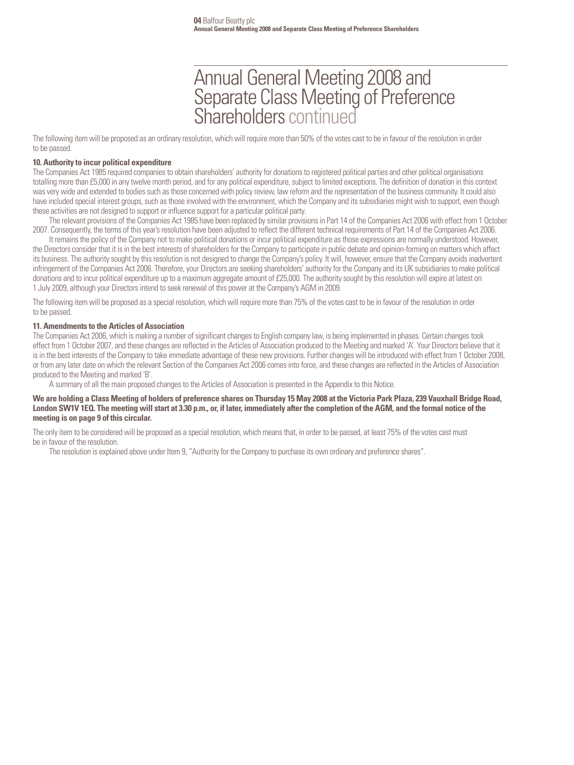# Annual General Meeting 2008 and Separate Class Meeting of Preference Shareholders continued

The following item will be proposed as an ordinary resolution, which will require more than 50% of the votes cast to be in favour of the resolution in order to be passed.

**10. Authority to incur political expenditure**

The Companies Act 1985 required companies to obtain shareholders' authority for donations to registered political parties and other political organisations totalling more than £5,000 in any twelve month period, and for any political expenditure, subject to limited exceptions. The definition of donation in this context was very wide and extended to bodies such as those concerned with policy review, law reform and the representation of the business community. It could also have included special interest groups, such as those involved with the environment, which the Company and its subsidiaries might wish to support, even though these activities are not designed to support or influence support for a particular political party.

The relevant provisions of the Companies Act 1985 have been replaced by similar provisions in Part 14 of the Companies Act 2006 with effect from 1 October 2007. Consequently, the terms of this year's resolution have been adjusted to reflect the different technical requirements of Part 14 of the Companies Act 2006.

It remains the policy of the Company not to make political donations or incur political expenditure as those expressions are normally understood. However, the Directors consider that it is in the best interests of shareholders for the Company to participate in public debate and opinion-forming on matters which affect its business. The authority sought by this resolution is not designed to change the Company's policy. It will, however, ensure that the Company avoids inadvertent infringement of the Companies Act 2006. Therefore, your Directors are seeking shareholders' authority for the Company and its UK subsidiaries to make political donations and to incur political expenditure up to a maximum aggregate amount of £25,000. The authority sought by this resolution will expire at latest on 1 July 2009, although your Directors intend to seek renewal of this power at the Company's AGM in 2009.

The following item will be proposed as a special resolution, which will require more than 75% of the votes cast to be in favour of the resolution in order to be passed.

**11. Amendments to the Articles of Association**

The Companies Act 2006, which is making a number of significant changes to English company law, is being implemented in phases. Certain changes took effect from 1 October 2007, and these changes are reflected in the Articles of Association produced to the Meeting and marked 'A'. Your Directors believe that it is in the best interests of the Company to take immediate advantage of these new provisions. Further changes will be introduced with effect from 1 October 2008, or from any later date on which the relevant Section of the Companies Act 2006 comes into force, and these changes are reflected in the Articles of Association produced to the Meeting and marked 'B'.

A summary of all the main proposed changes to the Articles of Association is presented in the Appendix to this Notice.

**We are holding a Class Meeting of holders of preference shares on Thursday 15 May 2008 at the Victoria Park Plaza, 239 Vauxhall Bridge Road, London SW1V 1EQ. The meeting will start at 3.30 p.m., or, if later, immediately after the completion of the AGM, and the formal notice of the meeting is on page 9 of this circular.**

The only item to be considered will be proposed as a special resolution, which means that, in order to be passed, at least 75% of the votes cast must be in favour of the resolution.

The resolution is explained above under Item 9, "Authority for the Company to purchase its own ordinary and preference shares".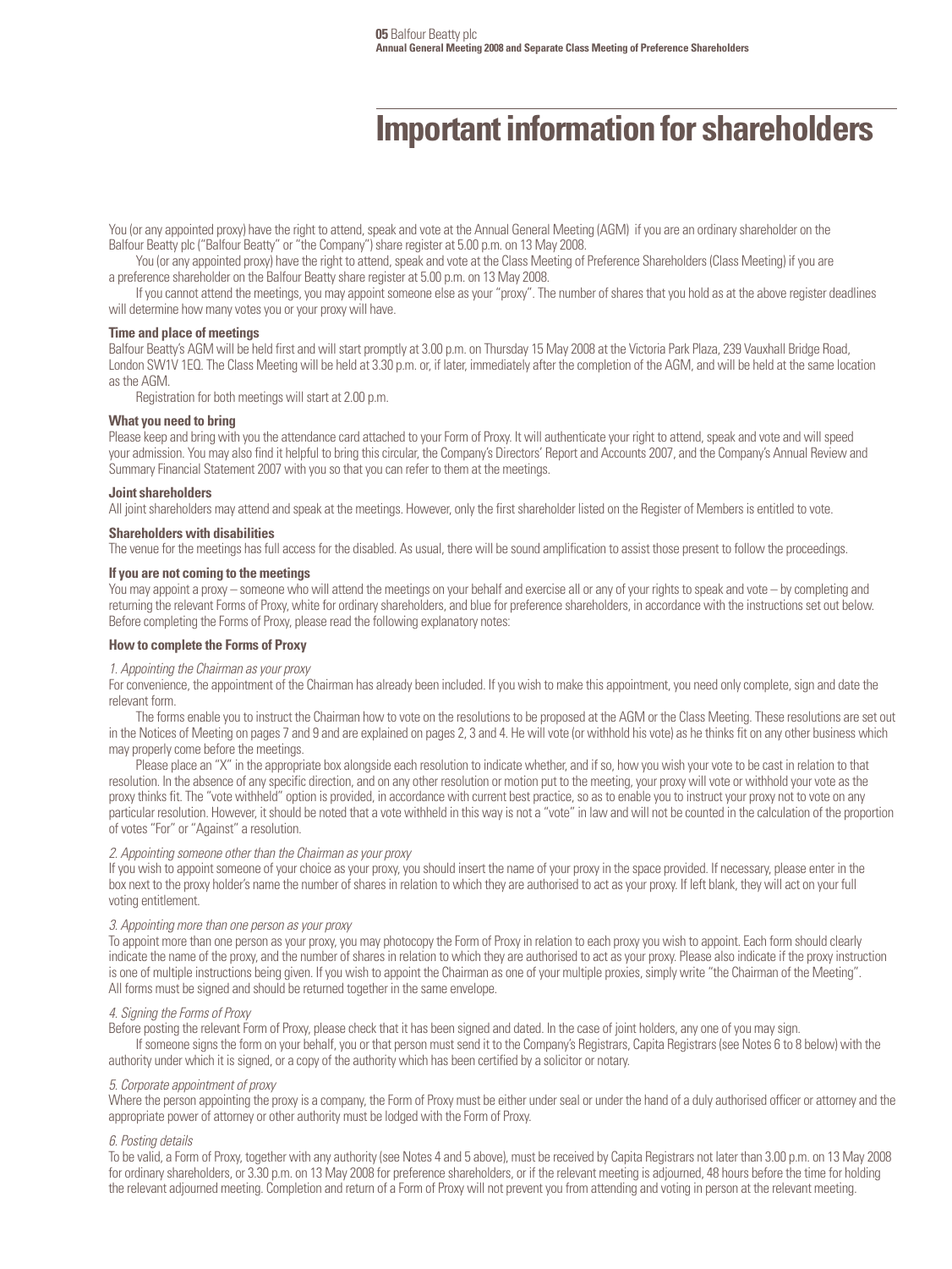# Important information for shareholders

You (or any appointed proxy) have the right to attend, speak and vote at the Annual General Meeting (AGM) if you are an ordinary shareholder on the Balfour Beatty plc ("Balfour Beatty" or "the Company") share register at 5.00 p.m. on 13 May 2008.

You (or any appointed proxy) have the right to attend, speak and vote at the Class Meeting of Preference Shareholders (Class Meeting) if you are a preference shareholder on the Balfour Beatty share register at 5.00 p.m. on 13 May 2008.

If you cannot attend the meetings, you may appoint someone else as your "proxy". The number of shares that you hold as at the above register deadlines will determine how many votes you or your proxy will have.

### Time and place of meetings

Balfour Beatty's AGM will be held first and will start promptly at 3.00 p.m. on Thursday 15 May 2008 at the Victoria Park Plaza, 239 Vauxhall Bridge Road, London SW1V 1EQ. The Class Meeting will be held at 3.30 p.m. or, if later, immediately after the completion of the AGM, and will be held at the same location as the AGM.

Registration for both meetings will start at 2.00 p.m.

### What you need to bring

Please keep and bring with you the attendance card attached to your Form of Proxy. It will authenticate your right to attend, speak and vote and will speed your admission. You may also find it helpful to bring this circular, the Company's Directors' Report and Accounts 2007, and the Company's Annual Review and Summary Financial Statement 2007 with you so that you can refer to them at the meetings.

### Joint shareholders

All joint shareholders may attend and speak at the meetings. However, only the first shareholder listed on the Register of Members is entitled to vote.

### Shareholders with disabilities

The venue for the meetings has full access for the disabled. As usual, there will be sound amplification to assist those present to follow the proceedings.

### If you are not coming to the meetings

You may appoint a proxy – someone who will attend the meetings on your behalf and exercise all or any of your rights to speak and vote – by completing and returning the relevant Forms of Proxy, white for ordinary shareholders, and blue for preference shareholders, in accordance with the instructions set out below. Before completing the Forms of Proxy, please read the following explanatory notes:

### How to complete the Forms of Proxy

*1. Appointing the Chairman as your proxy*

For convenience, the appointment of the Chairman has already been included. If you wish to make this appointment, you need only complete, sign and date the relevant form.

The forms enable you to instruct the Chairman how to vote on the resolutions to be proposed at the AGM or the Class Meeting. These resolutions are set out in the Notices of Meeting on pages 7 and 9 and are explained on pages 2, 3 and 4. He will vote (or withhold his vote) as he thinks fit on any other business which may properly come before the meetings.

Please place an "X" in the appropriate box alongside each resolution to indicate whether, and if so, how you wish your vote to be cast in relation to that resolution. In the absence of any specific direction, and on any other resolution or motion put to the meeting, your proxy will vote or withhold your vote as the proxy thinks fit. The "vote withheld" option is provided, in accordance with current best practice, so as to enable you to instruct your proxy not to vote on any particular resolution. However, it should be noted that a vote withheld in this way is not a "vote" in law and will not be counted in the calculation of the proportion of votes "For" or "Against" a resolution.

*2. Appointing someone other than the Chairman as your proxy*

If you wish to appoint someone of your choice as your proxy, you should insert the name of your proxy in the space provided. If necessary, please enter in the box next to the proxy holder's name the number of shares in relation to which they are authorised to act as your proxy. If left blank, they will act on your full voting entitlement.

*3. Appointing more than one person as your proxy*

To appoint more than one person as your proxy, you may photocopy the Form of Proxy in relation to each proxy you wish to appoint. Each form should clearly indicate the name of the proxy, and the number of shares in relation to which they are authorised to act as your proxy. Please also indicate if the proxy instruction is one of multiple instructions being given. If you wish to appoint the Chairman as one of your multiple proxies, simply write "the Chairman of the Meeting". All forms must be signed and should be returned together in the same envelope.

*4. Signing the Forms of Proxy*

Before posting the relevant Form of Proxy, please check that it has been signed and dated. In the case of joint holders, any one of you may sign.

If someone signs the form on your behalf, you or that person must send it to the Company's Registrars, Capita Registrars (see Notes 6 to 8 below) with the authority under which it is signed, or a copy of the authority which has been certified by a solicitor or notary.

*5. Corporate appointment of proxy*

Where the person appointing the proxy is a company, the Form of Proxy must be either under seal or under the hand of a duly authorised officer or attorney and the appropriate power of attorney or other authority must be lodged with the Form of Proxy.

*6. Posting details*

To be valid, a Form of Proxy, together with any authority (see Notes 4 and 5 above), must be received by Capita Registrars not later than 3.00 p.m. on 13 May 2008 for ordinary shareholders, or 3.30 p.m. on 13 May 2008 for preference shareholders, or if the relevant meeting is adjourned, 48 hours before the time for holding the relevant adjourned meeting. Completion and return of a Form of Proxy will not prevent you from attending and voting in person at the relevant meeting.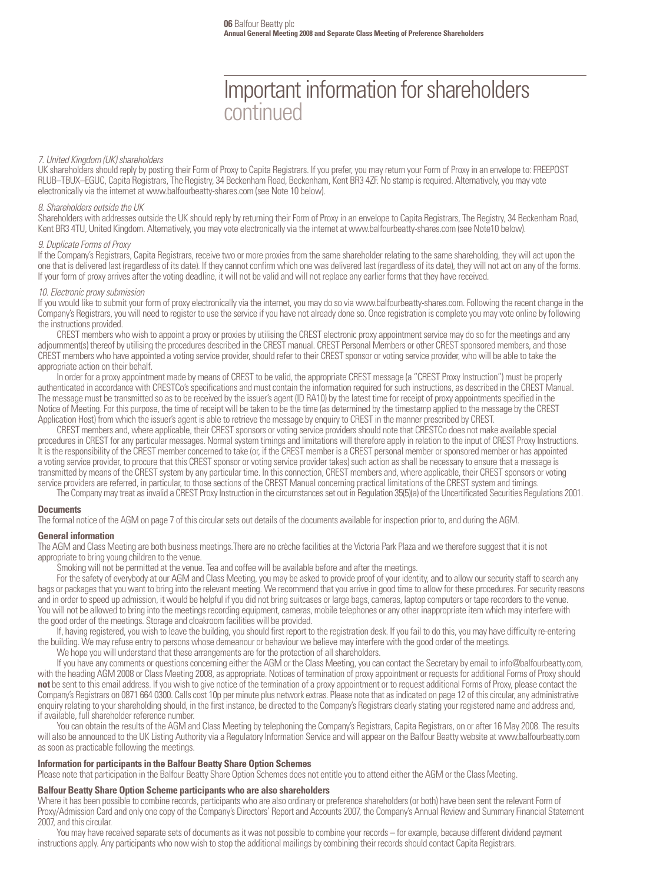# Important information for shareholders continued

*7. United Kingdom (UK) shareholders*

UK shareholders should reply by posting their Form of Proxy to Capita Registrars. If you prefer, you may return your Form of Proxy in an envelope to: FREEPOST RLUB–TBUX–EGUC, Capita Registrars, The Registry, 34 Beckenham Road, Beckenham, Kent BR3 4ZF. No stamp is required. Alternatively, you may vote electronically via the internet at www.balfourbeatty-shares.com (see Note 10 below).

*8. Shareholders outside the UK*

Shareholders with addresses outside the UK should reply by returning their Form of Proxy in an envelope to Capita Registrars, The Registry, 34 Beckenham Road, Kent BR3 4TU, United Kingdom. Alternatively, you may vote electronically via the internet at www.balfourbeatty-shares.com (see Note10 below).

*9. Duplicate Forms of Proxy*

If the Company's Registrars, Capita Registrars, receive two or more proxies from the same shareholder relating to the same shareholding, they will act upon the one that is delivered last (regardless of its date). If they cannot confirm which one was delivered last (regardless of its date), they will not act on any of the forms. If your form of proxy arrives after the voting deadline, it will not be valid and will not replace any earlier forms that they have received.

*10. Electronic proxy submission*

If you would like to submit your form of proxy electronically via the internet, you may do so via www.balfourbeatty-shares.com. Following the recent change in the Company's Registrars, you will need to register to use the service if you have not already done so. Once registration is complete you may vote online by following the instructions provided.

CREST members who wish to appoint a proxy or proxies by utilising the CREST electronic proxy appointment service may do so for the meetings and any adjournment(s) thereof by utilising the procedures described in the CREST manual. CREST Personal Members or other CREST sponsored members, and those CREST members who have appointed a voting service provider, should refer to their CREST sponsor or voting service provider, who will be able to take the appropriate action on their behalf.

In order for a proxy appointment made by means of CREST to be valid, the appropriate CREST message (a "CREST Proxy Instruction") must be properly authenticated in accordance with CRESTCo's specifications and must contain the information required for such instructions, as described in the CREST Manual. The message must be transmitted so as to be received by the issuer's agent (ID RA10) by the latest time for receipt of proxy appointments specified in the Notice of Meeting. For this purpose, the time of receipt will be taken to be the time (as determined by the timestamp applied to the message by the CREST Application Host) from which the issuer's agent is able to retrieve the message by enquiry to CREST in the manner prescribed by CREST.

CREST members and, where applicable, their CREST sponsors or voting service providers should note that CRESTCo does not make available special procedures in CREST for any particular messages. Normal system timings and limitations will therefore apply in relation to the input of CREST Proxy Instructions. It is the responsibility of the CREST member concerned to take (or, if the CREST member is a CREST personal member or sponsored member or has appointed a voting service provider, to procure that this CREST sponsor or voting service provider takes) such action as shall be necessary to ensure that a message is transmitted by means of the CREST system by any particular time. In this connection, CREST members and, where applicable, their CREST sponsors or voting service providers are referred, in particular, to those sections of the CREST Manual concerning practical limitations of the CREST system and timings.

The Company may treat as invalid a CREST Proxy Instruction in the circumstances set out in Regulation 35(5)(a) of the Uncertificated Securities Regulations 2001.

**Documents**

The formal notice of the AGM on page 7 of this circular sets out details of the documents available for inspection prior to, and during the AGM.

**General information**

The AGM and Class Meeting are both business meetings.There are no crèche facilities at the Victoria Park Plaza and we therefore suggest that it is not appropriate to bring young children to the venue.

Smoking will not be permitted at the venue. Tea and coffee will be available before and after the meetings.

For the safety of everybody at our AGM and Class Meeting, you may be asked to provide proof of your identity, and to allow our security staff to search any bags or packages that you want to bring into the relevant meeting. We recommend that you arrive in good time to allow for these procedures. For security reasons and in order to speed up admission, it would be helpful if you did not bring suitcases or large bags, cameras, laptop computers or tape recorders to the venue. You will not be allowed to bring into the meetings recording equipment, cameras, mobile telephones or any other inappropriate item which may interfere with the good order of the meetings. Storage and cloakroom facilities will be provided.

If, having registered, you wish to leave the building, you should first report to the registration desk. If you fail to do this, you may have difficulty re-entering the building. We may refuse entry to persons whose demeanour or behaviour we believe may interfere with the good order of the meetings.

We hope you will understand that these arrangements are for the protection of all shareholders.

If you have any comments or questions concerning either the AGM or the Class Meeting, you can contact the Secretary by email to info@balfourbeatty.com, with the heading AGM 2008 or Class Meeting 2008, as appropriate. Notices of termination of proxy appointment or requests for additional Forms of Proxy should **not** be sent to this email address. If you wish to give notice of the termination of a proxy appointment or to request additional Forms of Proxy, please contact the Company's Registrars on 0871 664 0300. Calls cost 10p per minute plus network extras. Please note that as indicated on page 12 of this circular, any administrative enquiry relating to your shareholding should, in the first instance, be directed to the Company's Registrars clearly stating your registered name and address and, if available, full shareholder reference number.

You can obtain the results of the AGM and Class Meeting by telephoning the Company's Registrars, Capita Registrars, on or after 16 May 2008. The results will also be announced to the UK Listing Authority via a Regulatory Information Service and will appear on the Balfour Beatty website at www.balfourbeatty.com as soon as practicable following the meetings.

**Information for participants in the Balfour Beatty Share Option Schemes**

Please note that participation in the Balfour Beatty Share Option Schemes does not entitle you to attend either the AGM or the Class Meeting.

**Balfour Beatty Share Option Scheme participants who are also shareholders**

Where it has been possible to combine records, participants who are also ordinary or preference shareholders (or both) have been sent the relevant Form of Proxy/Admission Card and only one copy of the Company's Directors' Report and Accounts 2007, the Company's Annual Review and Summary Financial Statement 2007, and this circular.

You may have received separate sets of documents as it was not possible to combine your records – for example, because different dividend payment instructions apply. Any participants who now wish to stop the additional mailings by combining their records should contact Capita Registrars.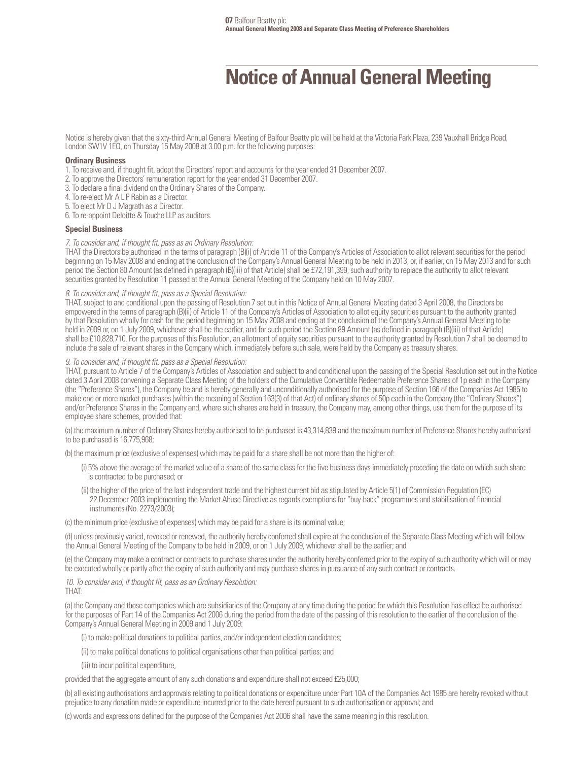# Notice of Annual General Meeting

Notice is hereby given that the sixty-third Annual General Meeting of Balfour Beatty plc will be held at the Victoria Park Plaza, 239 Vauxhall Bridge Road, London SW1V 1EQ, on Thursday 15 May 2008 at 3.00 p.m. for the following purposes:

### Ordinary Business

1. To receive and, if thought fit, adopt the Directors' report and accounts for the year ended 31 December 2007.
2. To approve the Directors' remuneration report for the year ended 31 December 2007.
3. To declare a final dividend on the Ordinary Shares of the Company.
4. To re-elect Mr A L P Rabin as a Director.
5. To elect Mr D J Magrath as a Director.
6. To re-appoint Deloitte & Touche LLP as auditors.

### Special Business

*7. To consider and, if thought fit, pass as an Ordinary Resolution:*

THAT the Directors be authorised in the terms of paragraph (B)(i) of Article 11 of the Company's Articles of Association to allot relevant securities for the period beginning on 15 May 2008 and ending at the conclusion of the Company's Annual General Meeting to be held in 2013, or, if earlier, on 15 May 2013 and for such period the Section 80 Amount (as defined in paragraph (B)(iii) of that Article) shall be £72,191,399, such authority to replace the authority to allot relevant securities granted by Resolution 11 passed at the Annual General Meeting of the Company held on 10 May 2007.

*8. To consider and, if thought fit, pass as a Special Resolution:*

THAT, subject to and conditional upon the passing of Resolution 7 set out in this Notice of Annual General Meeting dated 3 April 2008, the Directors be empowered in the terms of paragraph (B)(ii) of Article 11 of the Company's Articles of Association to allot equity securities pursuant to the authority granted by that Resolution wholly for cash for the period beginning on 15 May 2008 and ending at the conclusion of the Company's Annual General Meeting to be held in 2009 or, on 1 July 2009, whichever shall be the earlier, and for such period the Section 89 Amount (as defined in paragraph (B)(iii) of that Article) shall be £10,828,710. For the purposes of this Resolution, an allotment of equity securities pursuant to the authority granted by Resolution 7 shall be deemed to include the sale of relevant shares in the Company which, immediately before such sale, were held by the Company as treasury shares.

*9. To consider and, if thought fit, pass as a Special Resolution:*

THAT, pursuant to Article 7 of the Company's Articles of Association and subject to and conditional upon the passing of the Special Resolution set out in the Notice dated 3 April 2008 convening a Separate Class Meeting of the holders of the Cumulative Convertible Redeemable Preference Shares of 1p each in the Company (the "Preference Shares"), the Company be and is hereby generally and unconditionally authorised for the purpose of Section 166 of the Companies Act 1985 to make one or more market purchases (within the meaning of Section 163(3) of that Act) of ordinary shares of 50p each in the Company (the "Ordinary Shares") and/or Preference Shares in the Company and, where such shares are held in treasury, the Company may, among other things, use them for the purpose of its employee share schemes, provided that:

(a) the maximum number of Ordinary Shares hereby authorised to be purchased is 43,314,839 and the maximum number of Preference Shares hereby authorised to be purchased is 16,775,968;

(b) the maximum price (exclusive of expenses) which may be paid for a share shall be not more than the higher of:

(i) 5% above the average of the market value of a share of the same class for the five business days immediately preceding the date on which such share is contracted to be purchased; or

(ii) the higher of the price of the last independent trade and the highest current bid as stipulated by Article 5(1) of Commission Regulation (EC) 22 December 2003 implementing the Market Abuse Directive as regards exemptions for "buy-back" programmes and stabilisation of financial instruments (No. 2273/2003);

(c) the minimum price (exclusive of expenses) which may be paid for a share is its nominal value;

(d) unless previously varied, revoked or renewed, the authority hereby conferred shall expire at the conclusion of the Separate Class Meeting which will follow the Annual General Meeting of the Company to be held in 2009, or on 1 July 2009, whichever shall be the earlier; and

(e) the Company may make a contract or contracts to purchase shares under the authority hereby conferred prior to the expiry of such authority which will or may be executed wholly or partly after the expiry of such authority and may purchase shares in pursuance of any such contract or contracts.

*10. To consider and, if thought fit, pass as an Ordinary Resolution:*

THAT:

(a) the Company and those companies which are subsidiaries of the Company at any time during the period for which this Resolution has effect be authorised for the purposes of Part 14 of the Companies Act 2006 during the period from the date of the passing of this resolution to the earlier of the conclusion of the Company's Annual General Meeting in 2009 and 1 July 2009:

(i) to make political donations to political parties, and/or independent election candidates;

(ii) to make political donations to political organisations other than political parties; and

(iii) to incur political expenditure,

provided that the aggregate amount of any such donations and expenditure shall not exceed £25,000;

(b) all existing authorisations and approvals relating to political donations or expenditure under Part 10A of the Companies Act 1985 are hereby revoked without prejudice to any donation made or expenditure incurred prior to the date hereof pursuant to such authorisation or approval; and

(c) words and expressions defined for the purpose of the Companies Act 2006 shall have the same meaning in this resolution.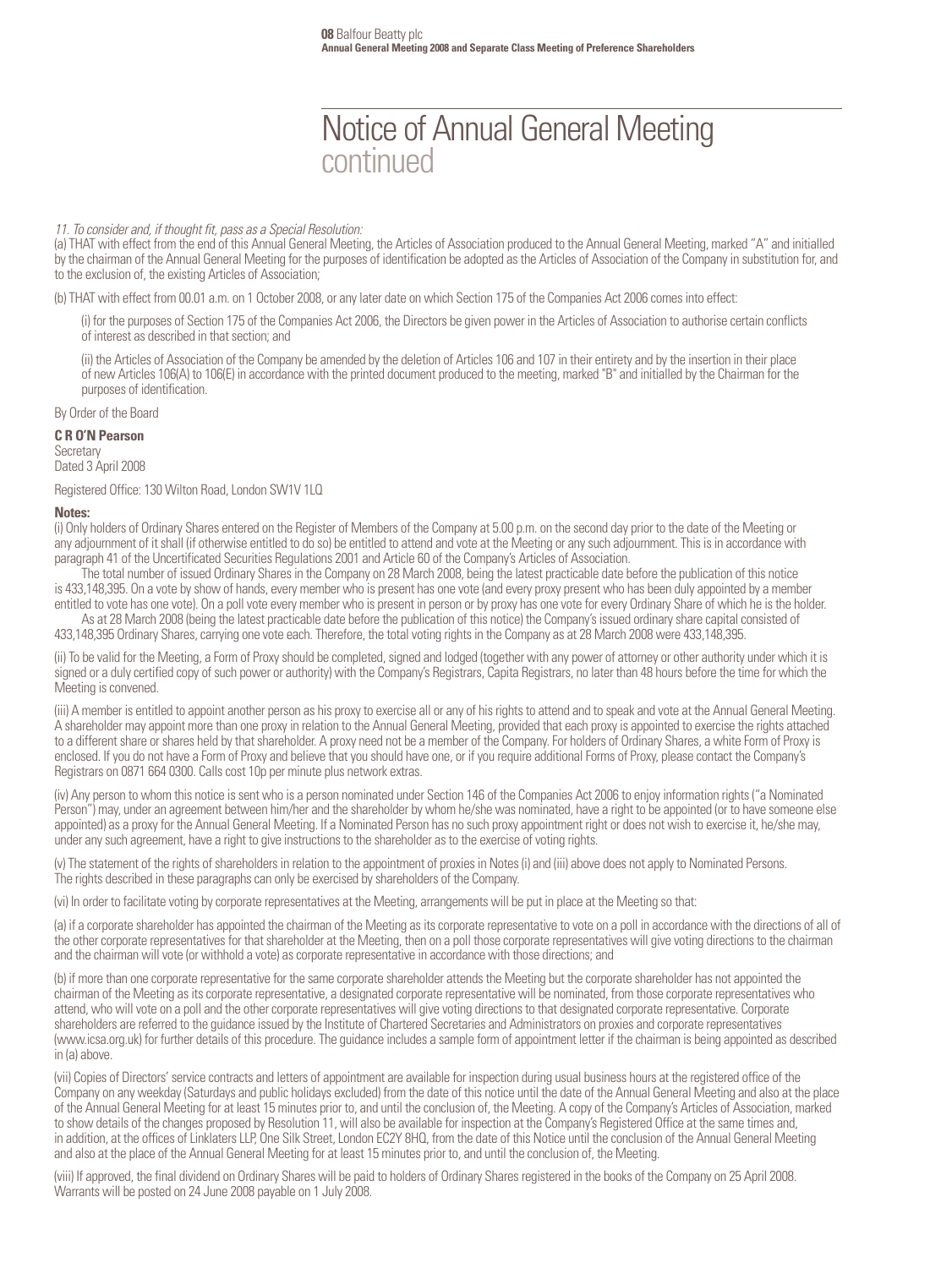# Notice of Annual General Meeting continued

*11. To consider and, if thought fit, pass as a Special Resolution:*

(a) THAT with effect from the end of this Annual General Meeting, the Articles of Association produced to the Annual General Meeting, marked "A" and initialled by the chairman of the Annual General Meeting for the purposes of identification be adopted as the Articles of Association of the Company in substitution for, and to the exclusion of, the existing Articles of Association;

(b) THAT with effect from 00.01 a.m. on 1 October 2008, or any later date on which Section 175 of the Companies Act 2006 comes into effect:

(i) for the purposes of Section 175 of the Companies Act 2006, the Directors be given power in the Articles of Association to authorise certain conflicts of interest as described in that section; and

(ii) the Articles of Association of the Company be amended by the deletion of Articles 106 and 107 in their entirety and by the insertion in their place of new Articles 106(A) to 106(E) in accordance with the printed document produced to the meeting, marked "B" and initialled by the Chairman for the purposes of identification.

By Order of the Board

**C R O'N Pearson**
Secretary
Dated 3 April 2008

Registered Office: 130 Wilton Road, London SW1V 1LQ

**Notes:**

(i) Only holders of Ordinary Shares entered on the Register of Members of the Company at 5.00 p.m. on the second day prior to the date of the Meeting or any adjournment of it shall (if otherwise entitled to do so) be entitled to attend and vote at the Meeting or any such adjournment. This is in accordance with paragraph 41 of the Uncertificated Securities Regulations 2001 and Article 60 of the Company's Articles of Association.

The total number of issued Ordinary Shares in the Company on 28 March 2008, being the latest practicable date before the publication of this notice is 433,148,395. On a vote by show of hands, every member who is present has one vote (and every proxy present who has been duly appointed by a member entitled to vote has one vote). On a poll vote every member who is present in person or by proxy has one vote for every Ordinary Share of which he is the holder.

As at 28 March 2008 (being the latest practicable date before the publication of this notice) the Company's issued ordinary share capital consisted of 433,148,395 Ordinary Shares, carrying one vote each. Therefore, the total voting rights in the Company as at 28 March 2008 were 433,148,395.

(ii) To be valid for the Meeting, a Form of Proxy should be completed, signed and lodged (together with any power of attorney or other authority under which it is signed or a duly certified copy of such power or authority) with the Company's Registrars, Capita Registrars, no later than 48 hours before the time for which the Meeting is convened.

(iii) A member is entitled to appoint another person as his proxy to exercise all or any of his rights to attend and to speak and vote at the Annual General Meeting. A shareholder may appoint more than one proxy in relation to the Annual General Meeting, provided that each proxy is appointed to exercise the rights attached to a different share or shares held by that shareholder. A proxy need not be a member of the Company. For holders of Ordinary Shares, a white Form of Proxy is enclosed. If you do not have a Form of Proxy and believe that you should have one, or if you require additional Forms of Proxy, please contact the Company's Registrars on 0871 664 0300. Calls cost 10p per minute plus network extras.

(iv) Any person to whom this notice is sent who is a person nominated under Section 146 of the Companies Act 2006 to enjoy information rights ("a Nominated Person") may, under an agreement between him/her and the shareholder by whom he/she was nominated, have a right to be appointed (or to have someone else appointed) as a proxy for the Annual General Meeting. If a Nominated Person has no such proxy appointment right or does not wish to exercise it, he/she may, under any such agreement, have a right to give instructions to the shareholder as to the exercise of voting rights.

(v) The statement of the rights of shareholders in relation to the appointment of proxies in Notes (i) and (iii) above does not apply to Nominated Persons. The rights described in these paragraphs can only be exercised by shareholders of the Company.

(vi) In order to facilitate voting by corporate representatives at the Meeting, arrangements will be put in place at the Meeting so that:

(a) if a corporate shareholder has appointed the chairman of the Meeting as its corporate representative to vote on a poll in accordance with the directions of all of the other corporate representatives for that shareholder at the Meeting, then on a poll those corporate representatives will give voting directions to the chairman and the chairman will vote (or withhold a vote) as corporate representative in accordance with those directions; and

(b) if more than one corporate representative for the same corporate shareholder attends the Meeting but the corporate shareholder has not appointed the chairman of the Meeting as its corporate representative, a designated corporate representative will be nominated, from those corporate representatives who attend, who will vote on a poll and the other corporate representatives will give voting directions to that designated corporate representative. Corporate shareholders are referred to the guidance issued by the Institute of Chartered Secretaries and Administrators on proxies and corporate representatives (www.icsa.org.uk) for further details of this procedure. The guidance includes a sample form of appointment letter if the chairman is being appointed as described in (a) above.

(vii) Copies of Directors' service contracts and letters of appointment are available for inspection during usual business hours at the registered office of the Company on any weekday (Saturdays and public holidays excluded) from the date of this notice until the date of the Annual General Meeting and also at the place of the Annual General Meeting for at least 15 minutes prior to, and until the conclusion of, the Meeting. A copy of the Company's Articles of Association, marked to show details of the changes proposed by Resolution 11, will also be available for inspection at the Company's Registered Office at the same times and, in addition, at the offices of Linklaters LLP, One Silk Street, London EC2Y 8HQ, from the date of this Notice until the conclusion of the Annual General Meeting and also at the place of the Annual General Meeting for at least 15 minutes prior to, and until the conclusion of, the Meeting.

(viii) If approved, the final dividend on Ordinary Shares will be paid to holders of Ordinary Shares registered in the books of the Company on 25 April 2008. Warrants will be posted on 24 June 2008 payable on 1 July 2008.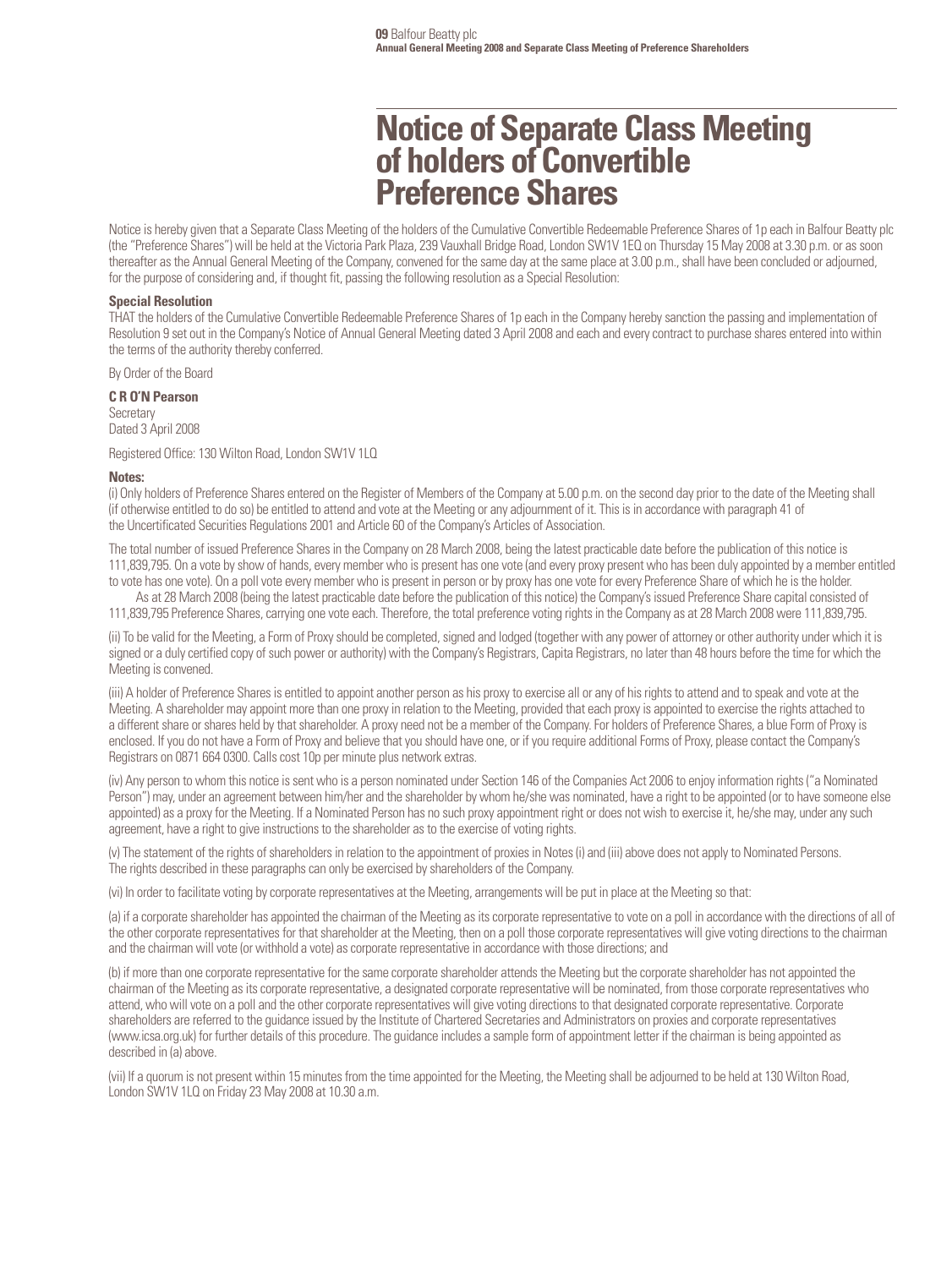# Notice of Separate Class Meeting of holders of Convertible Preference Shares

Notice is hereby given that a Separate Class Meeting of the holders of the Cumulative Convertible Redeemable Preference Shares of 1p each in Balfour Beatty plc (the "Preference Shares") will be held at the Victoria Park Plaza, 239 Vauxhall Bridge Road, London SW1V 1EQ on Thursday 15 May 2008 at 3.30 p.m. or as soon thereafter as the Annual General Meeting of the Company, convened for the same day at the same place at 3.00 p.m., shall have been concluded or adjourned, for the purpose of considering and, if thought fit, passing the following resolution as a Special Resolution:

**Special Resolution**

THAT the holders of the Cumulative Convertible Redeemable Preference Shares of 1p each in the Company hereby sanction the passing and implementation of Resolution 9 set out in the Company's Notice of Annual General Meeting dated 3 April 2008 and each and every contract to purchase shares entered into within the terms of the authority thereby conferred.

By Order of the Board

**C R O'N Pearson**
Secretary
Dated 3 April 2008

Registered Office: 130 Wilton Road, London SW1V 1LQ

**Notes:**

(i) Only holders of Preference Shares entered on the Register of Members of the Company at 5.00 p.m. on the second day prior to the date of the Meeting shall (if otherwise entitled to do so) be entitled to attend and vote at the Meeting or any adjournment of it. This is in accordance with paragraph 41 of the Uncertificated Securities Regulations 2001 and Article 60 of the Company's Articles of Association.

The total number of issued Preference Shares in the Company on 28 March 2008, being the latest practicable date before the publication of this notice is 111,839,795. On a vote by show of hands, every member who is present has one vote (and every proxy present who has been duly appointed by a member entitled to vote has one vote). On a poll vote every member who is present in person or by proxy has one vote for every Preference Share of which he is the holder.

As at 28 March 2008 (being the latest practicable date before the publication of this notice) the Company's issued Preference Share capital consisted of 111,839,795 Preference Shares, carrying one vote each. Therefore, the total preference voting rights in the Company as at 28 March 2008 were 111,839,795.

(ii) To be valid for the Meeting, a Form of Proxy should be completed, signed and lodged (together with any power of attorney or other authority under which it is signed or a duly certified copy of such power or authority) with the Company's Registrars, Capita Registrars, no later than 48 hours before the time for which the Meeting is convened.

(iii) A holder of Preference Shares is entitled to appoint another person as his proxy to exercise all or any of his rights to attend and to speak and vote at the Meeting. A shareholder may appoint more than one proxy in relation to the Meeting, provided that each proxy is appointed to exercise the rights attached to a different share or shares held by that shareholder. A proxy need not be a member of the Company. For holders of Preference Shares, a blue Form of Proxy is enclosed. If you do not have a Form of Proxy and believe that you should have one, or if you require additional Forms of Proxy, please contact the Company's Registrars on 0871 664 0300. Calls cost 10p per minute plus network extras.

(iv) Any person to whom this notice is sent who is a person nominated under Section 146 of the Companies Act 2006 to enjoy information rights ("a Nominated Person") may, under an agreement between him/her and the shareholder by whom he/she was nominated, have a right to be appointed (or to have someone else appointed) as a proxy for the Meeting. If a Nominated Person has no such proxy appointment right or does not wish to exercise it, he/she may, under any such agreement, have a right to give instructions to the shareholder as to the exercise of voting rights.

(v) The statement of the rights of shareholders in relation to the appointment of proxies in Notes (i) and (iii) above does not apply to Nominated Persons. The rights described in these paragraphs can only be exercised by shareholders of the Company.

(vi) In order to facilitate voting by corporate representatives at the Meeting, arrangements will be put in place at the Meeting so that:

(a) if a corporate shareholder has appointed the chairman of the Meeting as its corporate representative to vote on a poll in accordance with the directions of all of the other corporate representatives for that shareholder at the Meeting, then on a poll those corporate representatives will give voting directions to the chairman and the chairman will vote (or withhold a vote) as corporate representative in accordance with those directions; and

(b) if more than one corporate representative for the same corporate shareholder attends the Meeting but the corporate shareholder has not appointed the chairman of the Meeting as its corporate representative, a designated corporate representative will be nominated, from those corporate representatives who attend, who will vote on a poll and the other corporate representatives will give voting directions to that designated corporate representative. Corporate shareholders are referred to the guidance issued by the Institute of Chartered Secretaries and Administrators on proxies and corporate representatives (www.icsa.org.uk) for further details of this procedure. The guidance includes a sample form of appointment letter if the chairman is being appointed as described in (a) above.

(vii) If a quorum is not present within 15 minutes from the time appointed for the Meeting, the Meeting shall be adjourned to be held at 130 Wilton Road, London SW1V 1LQ on Friday 23 May 2008 at 10.30 a.m.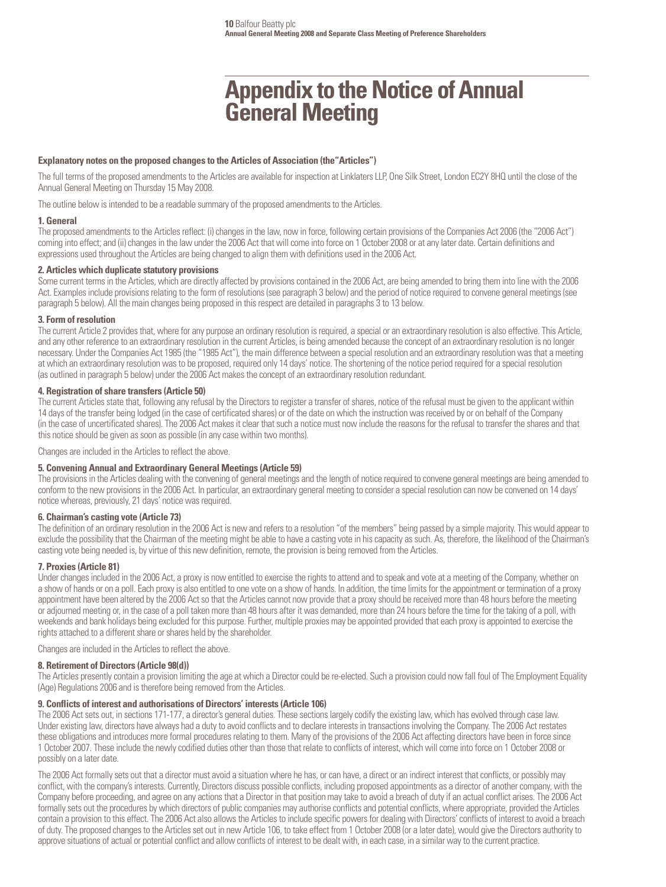# Appendix to the Notice of Annual General Meeting

**Explanatory notes on the proposed changes to the Articles of Association (the "Articles")**

The full terms of the proposed amendments to the Articles are available for inspection at Linklaters LLP, One Silk Street, London EC2Y 8HQ until the close of the Annual General Meeting on Thursday 15 May 2008.

The outline below is intended to be a readable summary of the proposed amendments to the Articles.

### 1. General

The proposed amendments to the Articles reflect: (i) changes in the law, now in force, following certain provisions of the Companies Act 2006 (the "2006 Act") coming into effect; and (ii) changes in the law under the 2006 Act that will come into force on 1 October 2008 or at any later date. Certain definitions and expressions used throughout the Articles are being changed to align them with definitions used in the 2006 Act.

### 2. Articles which duplicate statutory provisions

Some current terms in the Articles, which are directly affected by provisions contained in the 2006 Act, are being amended to bring them into line with the 2006 Act. Examples include provisions relating to the form of resolutions (see paragraph 3 below) and the period of notice required to convene general meetings (see paragraph 5 below). All the main changes being proposed in this respect are detailed in paragraphs 3 to 13 below.

### 3. Form of resolution

The current Article 2 provides that, where for any purpose an ordinary resolution is required, a special or an extraordinary resolution is also effective. This Article, and any other reference to an extraordinary resolution in the current Articles, is being amended because the concept of an extraordinary resolution is no longer necessary. Under the Companies Act 1985 (the "1985 Act"), the main difference between a special resolution and an extraordinary resolution was that a meeting at which an extraordinary resolution was to be proposed, required only 14 days' notice. The shortening of the notice period required for a special resolution (as outlined in paragraph 5 below) under the 2006 Act makes the concept of an extraordinary resolution redundant.

### 4. Registration of share transfers (Article 50)

The current Articles state that, following any refusal by the Directors to register a transfer of shares, notice of the refusal must be given to the applicant within 14 days of the transfer being lodged (in the case of certificated shares) or of the date on which the instruction was received by or on behalf of the Company (in the case of uncertificated shares). The 2006 Act makes it clear that such a notice must now include the reasons for the refusal to transfer the shares and that this notice should be given as soon as possible (in any case within two months).

Changes are included in the Articles to reflect the above.

### 5. Convening Annual and Extraordinary General Meetings (Article 59)

The provisions in the Articles dealing with the convening of general meetings and the length of notice required to convene general meetings are being amended to conform to the new provisions in the 2006 Act. In particular, an extraordinary general meeting to consider a special resolution can now be convened on 14 days' notice whereas, previously, 21 days' notice was required.

### 6. Chairman's casting vote (Article 73)

The definition of an ordinary resolution in the 2006 Act is new and refers to a resolution "of the members" being passed by a simple majority. This would appear to exclude the possibility that the Chairman of the meeting might be able to have a casting vote in his capacity as such. As, therefore, the likelihood of the Chairman's casting vote being needed is, by virtue of this new definition, remote, the provision is being removed from the Articles.

### 7. Proxies (Article 81)

Under changes included in the 2006 Act, a proxy is now entitled to exercise the rights to attend and to speak and vote at a meeting of the Company, whether on a show of hands or on a poll. Each proxy is also entitled to one vote on a show of hands. In addition, the time limits for the appointment or termination of a proxy appointment have been altered by the 2006 Act so that the Articles cannot now provide that a proxy should be received more than 48 hours before the meeting or adjourned meeting or, in the case of a poll taken more than 48 hours after it was demanded, more than 24 hours before the time for the taking of a poll, with weekends and bank holidays being excluded for this purpose. Further, multiple proxies may be appointed provided that each proxy is appointed to exercise the rights attached to a different share or shares held by the shareholder.

Changes are included in the Articles to reflect the above.

### 8. Retirement of Directors (Article 98(d))

The Articles presently contain a provision limiting the age at which a Director could be re-elected. Such a provision could now fall foul of The Employment Equality (Age) Regulations 2006 and is therefore being removed from the Articles.

### 9. Conflicts of interest and authorisations of Directors' interests (Article 106)

The 2006 Act sets out, in sections 171-177, a director's general duties. These sections largely codify the existing law, which has evolved through case law. Under existing law, directors have always had a duty to avoid conflicts and to declare interests in transactions involving the Company. The 2006 Act restates these obligations and introduces more formal procedures relating to them. Many of the provisions of the 2006 Act affecting directors have been in force since 1 October 2007. These include the newly codified duties other than those that relate to conflicts of interest, which will come into force on 1 October 2008 or possibly on a later date.

The 2006 Act formally sets out that a director must avoid a situation where he has, or can have, a direct or an indirect interest that conflicts, or possibly may conflict, with the company's interests. Currently, Directors discuss possible conflicts, including proposed appointments as a director of another company, with the Company before proceeding, and agree on any actions that a Director in that position may take to avoid a breach of duty if an actual conflict arises. The 2006 Act formally sets out the procedures by which directors of public companies may authorise conflicts and potential conflicts, where appropriate, provided the Articles contain a provision to this effect. The 2006 Act also allows the Articles to include specific powers for dealing with Directors' conflicts of interest to avoid a breach of duty. The proposed changes to the Articles set out in new Article 106, to take effect from 1 October 2008 (or a later date), would give the Directors authority to approve situations of actual or potential conflict and allow conflicts of interest to be dealt with, in each case, in a similar way to the current practice.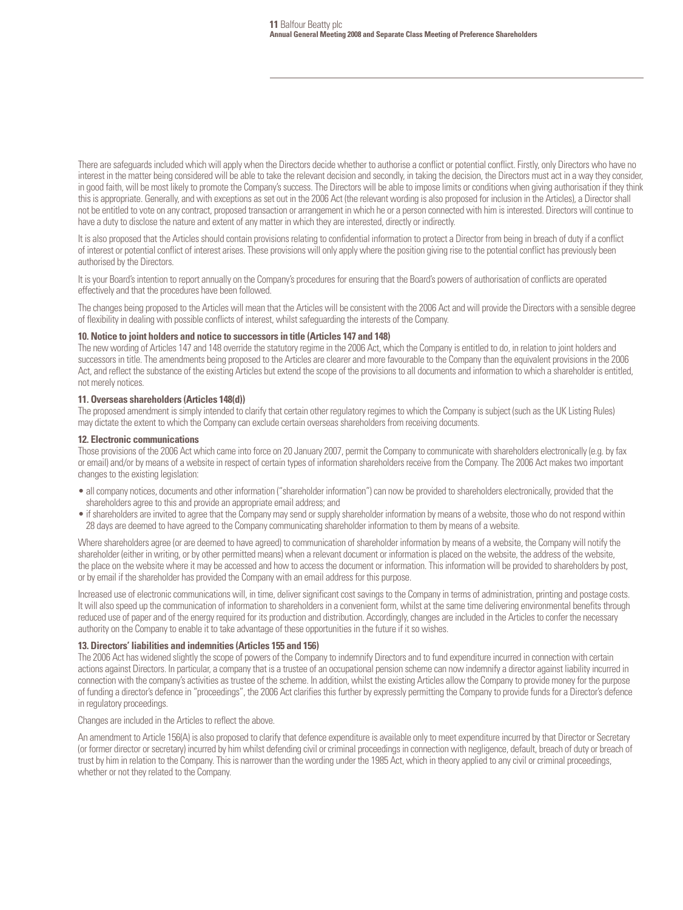There are safeguards included which will apply when the Directors decide whether to authorise a conflict or potential conflict. Firstly, only Directors who have no interest in the matter being considered will be able to take the relevant decision and secondly, in taking the decision, the Directors must act in a way they consider, in good faith, will be most likely to promote the Company's success. The Directors will be able to impose limits or conditions when giving authorisation if they think this is appropriate. Generally, and with exceptions as set out in the 2006 Act (the relevant wording is also proposed for inclusion in the Articles), a Director shall not be entitled to vote on any contract, proposed transaction or arrangement in which he or a person connected with him is interested. Directors will continue to have a duty to disclose the nature and extent of any matter in which they are interested, directly or indirectly.

It is also proposed that the Articles should contain provisions relating to confidential information to protect a Director from being in breach of duty if a conflict of interest or potential conflict of interest arises. These provisions will only apply where the position giving rise to the potential conflict has previously been authorised by the Directors.

It is your Board's intention to report annually on the Company's procedures for ensuring that the Board's powers of authorisation of conflicts are operated effectively and that the procedures have been followed.

The changes being proposed to the Articles will mean that the Articles will be consistent with the 2006 Act and will provide the Directors with a sensible degree of flexibility in dealing with possible conflicts of interest, whilst safeguarding the interests of the Company.

**10. Notice to joint holders and notice to successors in title (Articles 147 and 148)**
The new wording of Articles 147 and 148 override the statutory regime in the 2006 Act, which the Company is entitled to do, in relation to joint holders and successors in title. The amendments being proposed to the Articles are clearer and more favourable to the Company than the equivalent provisions in the 2006 Act, and reflect the substance of the existing Articles but extend the scope of the provisions to all documents and information to which a shareholder is entitled, not merely notices.

**11. Overseas shareholders (Articles 148(d))**
The proposed amendment is simply intended to clarify that certain other regulatory regimes to which the Company is subject (such as the UK Listing Rules) may dictate the extent to which the Company can exclude certain overseas shareholders from receiving documents.

**12. Electronic communications**
Those provisions of the 2006 Act which came into force on 20 January 2007, permit the Company to communicate with shareholders electronically (e.g. by fax or email) and/or by means of a website in respect of certain types of information shareholders receive from the Company. The 2006 Act makes two important changes to the existing legislation:

- all company notices, documents and other information ("shareholder information") can now be provided to shareholders electronically, provided that the shareholders agree to this and provide an appropriate email address; and
- if shareholders are invited to agree that the Company may send or supply shareholder information by means of a website, those who do not respond within 28 days are deemed to have agreed to the Company communicating shareholder information to them by means of a website.

Where shareholders agree (or are deemed to have agreed) to communication of shareholder information by means of a website, the Company will notify the shareholder (either in writing, or by other permitted means) when a relevant document or information is placed on the website, the address of the website, the place on the website where it may be accessed and how to access the document or information. This information will be provided to shareholders by post, or by email if the shareholder has provided the Company with an email address for this purpose.

Increased use of electronic communications will, in time, deliver significant cost savings to the Company in terms of administration, printing and postage costs. It will also speed up the communication of information to shareholders in a convenient form, whilst at the same time delivering environmental benefits through reduced use of paper and of the energy required for its production and distribution. Accordingly, changes are included in the Articles to confer the necessary authority on the Company to enable it to take advantage of these opportunities in the future if it so wishes.

**13. Directors' liabilities and indemnities (Articles 155 and 156)**
The 2006 Act has widened slightly the scope of powers of the Company to indemnify Directors and to fund expenditure incurred in connection with certain actions against Directors. In particular, a company that is a trustee of an occupational pension scheme can now indemnify a director against liability incurred in connection with the company's activities as trustee of the scheme. In addition, whilst the existing Articles allow the Company to provide money for the purpose of funding a director's defence in "proceedings", the 2006 Act clarifies this further by expressly permitting the Company to provide funds for a Director's defence in regulatory proceedings.

Changes are included in the Articles to reflect the above.

An amendment to Article 156(A) is also proposed to clarify that defence expenditure is available only to meet expenditure incurred by that Director or Secretary (or former director or secretary) incurred by him whilst defending civil or criminal proceedings in connection with negligence, default, breach of duty or breach of trust by him in relation to the Company. This is narrower than the wording under the 1985 Act, which in theory applied to any civil or criminal proceedings, whether or not they related to the Company.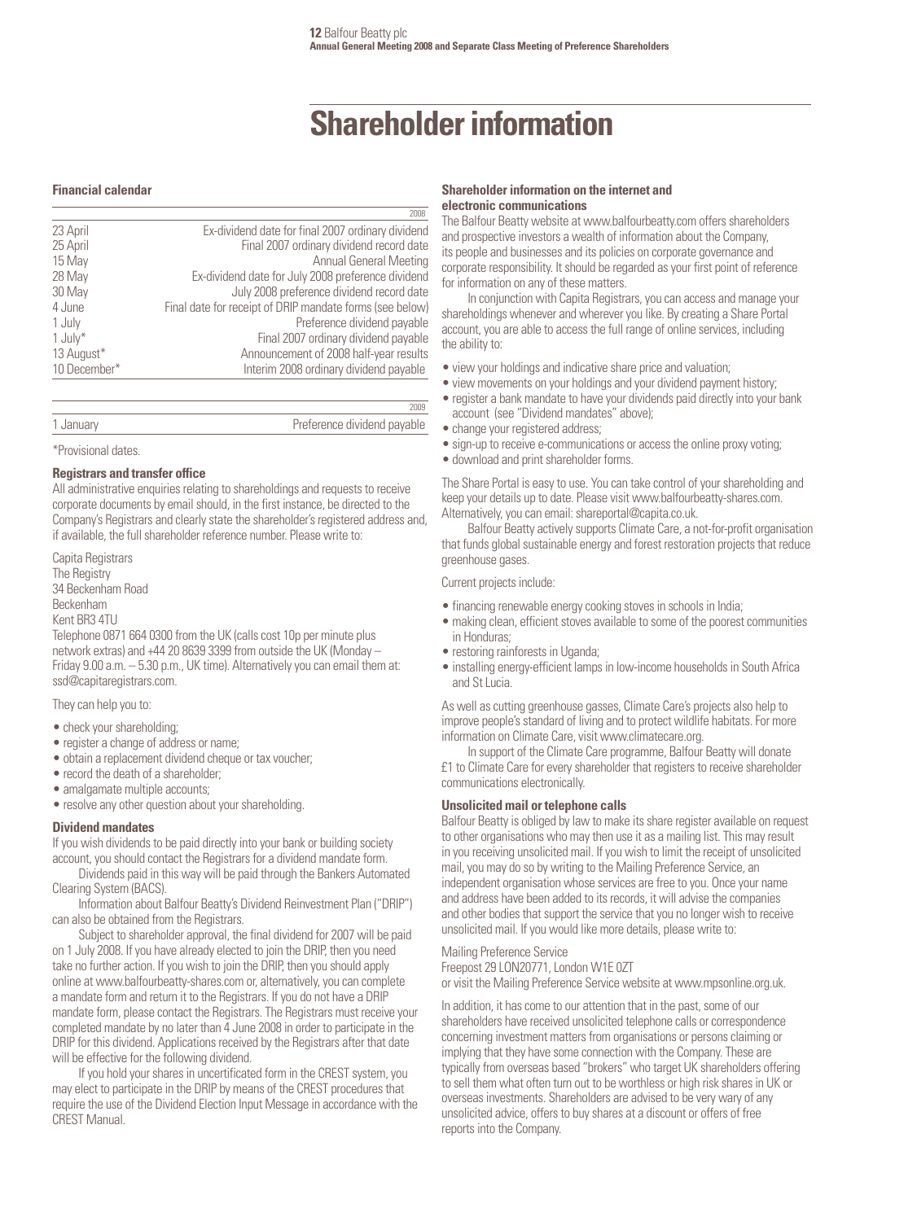# Shareholder information

### Financial calendar

| | 2008 |
|---|---|
| 23 April | Ex-dividend date for final 2007 ordinary dividend |
| 25 April | Final 2007 ordinary dividend record date |
| 15 May | Annual General Meeting |
| 28 May | Ex-dividend date for July 2008 preference dividend |
| 30 May | July 2008 preference dividend record date |
| 4 June | Final date for receipt of DRIP mandate forms (see below) |
| 1 July | Preference dividend payable |
| 1 July* | Final 2007 ordinary dividend payable |
| 13 August* | Announcement of 2008 half-year results |
| 10 December* | Interim 2008 ordinary dividend payable |

| | 2009 |
|---|---|
| 1 January | Preference dividend payable |

*Provisional dates.

### Registrars and transfer office

All administrative enquiries relating to shareholdings and requests to receive corporate documents by email should, in the first instance, be directed to the Company's Registrars and clearly state the shareholder's registered address and, if available, the full shareholder reference number. Please write to:

Capita Registrars
The Registry
34 Beckenham Road
Beckenham
Kent BR3 4TU

Telephone 0871 664 0300 from the UK (calls cost 10p per minute plus network extras) and +44 20 8639 3399 from outside the UK (Monday – Friday 9.00 a.m. – 5.30 p.m., UK time). Alternatively you can email them at: ssd@capitaregistrars.com.

They can help you to:

- check your shareholding;
- register a change of address or name;
- obtain a replacement dividend cheque or tax voucher;
- record the death of a shareholder;
- amalgamate multiple accounts;
- resolve any other question about your shareholding.

### Dividend mandates

If you wish dividends to be paid directly into your bank or building society account, you should contact the Registrars for a dividend mandate form.

Dividends paid in this way will be paid through the Bankers Automated Clearing System (BACS).

Information about Balfour Beatty's Dividend Reinvestment Plan ("DRIP") can also be obtained from the Registrars.

Subject to shareholder approval, the final dividend for 2007 will be paid on 1 July 2008. If you have already elected to join the DRIP, then you need take no further action. If you wish to join the DRIP, then you should apply online at www.balfourbeatty-shares.com or, alternatively, you can complete a mandate form and return it to the Registrars. If you do not have a DRIP mandate form, please contact the Registrars. The Registrars must receive your completed mandate by no later than 4 June 2008 in order to participate in the DRIP for this dividend. Applications received by the Registrars after that date will be effective for the following dividend.

If you hold your shares in uncertificated form in the CREST system, you may elect to participate in the DRIP by means of the CREST procedures that require the use of the Dividend Election Input Message in accordance with the CREST Manual.

### Shareholder information on the internet and electronic communications

The Balfour Beatty website at www.balfourbeatty.com offers shareholders and prospective investors a wealth of information about the Company, its people and businesses and its policies on corporate governance and corporate responsibility. It should be regarded as your first point of reference for information on any of these matters.

In conjunction with Capita Registrars, you can access and manage your shareholdings whenever and wherever you like. By creating a Share Portal account, you are able to access the full range of online services, including the ability to:

- view your holdings and indicative share price and valuation;
- view movements on your holdings and your dividend payment history;
- register a bank mandate to have your dividends paid directly into your bank account (see "Dividend mandates" above);
- change your registered address;
- sign-up to receive e-communications or access the online proxy voting;
- download and print shareholder forms.

The Share Portal is easy to use. You can take control of your shareholding and keep your details up to date. Please visit www.balfourbeatty-shares.com. Alternatively, you can email: shareportal@capita.co.uk.

Balfour Beatty actively supports Climate Care, a not-for-profit organisation that funds global sustainable energy and forest restoration projects that reduce greenhouse gases.

Current projects include:

- financing renewable energy cooking stoves in schools in India;
- making clean, efficient stoves available to some of the poorest communities in Honduras;
- restoring rainforests in Uganda;
- installing energy-efficient lamps in low-income households in South Africa and St Lucia.

As well as cutting greenhouse gasses, Climate Care's projects also help to improve people's standard of living and to protect wildlife habitats. For more information on Climate Care, visit www.climatecare.org.

In support of the Climate Care programme, Balfour Beatty will donate £1 to Climate Care for every shareholder that registers to receive shareholder communications electronically.

### Unsolicited mail or telephone calls

Balfour Beatty is obliged by law to make its share register available on request to other organisations who may then use it as a mailing list. This may result in you receiving unsolicited mail. If you wish to limit the receipt of unsolicited mail, you may do so by writing to the Mailing Preference Service, an independent organisation whose services are free to you. Once your name and address have been added to its records, it will advise the companies and other bodies that support the service that you no longer wish to receive unsolicited mail. If you would like more details, please write to:

Mailing Preference Service
Freepost 29 LON20771, London W1E 0ZT
or visit the Mailing Preference Service website at www.mpsonline.org.uk.

In addition, it has come to our attention that in the past, some of our shareholders have received unsolicited telephone calls or correspondence concerning investment matters from organisations or persons claiming or implying that they have some connection with the Company. These are typically from overseas based "brokers" who target UK shareholders offering to sell them what often turn out to be worthless or high risk shares in UK or overseas investments. Shareholders are advised to be very wary of any unsolicited advice, offers to buy shares at a discount or offers of free reports into the Company.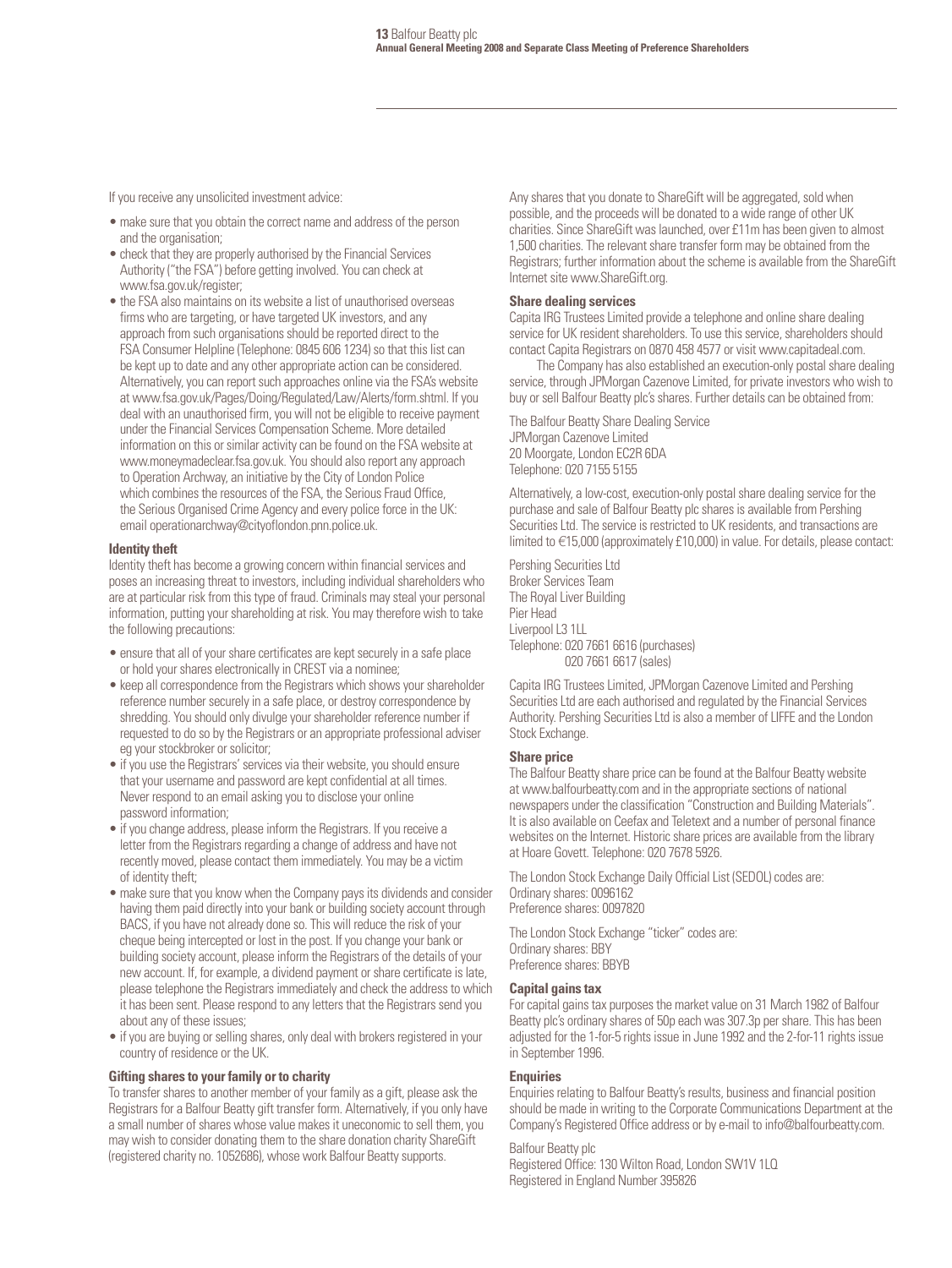If you receive any unsolicited investment advice:

- make sure that you obtain the correct name and address of the person and the organisation;
- check that they are properly authorised by the Financial Services Authority ("the FSA") before getting involved. You can check at www.fsa.gov.uk/register;
- the FSA also maintains on its website a list of unauthorised overseas firms who are targeting, or have targeted UK investors, and any approach from such organisations should be reported direct to the FSA Consumer Helpline (Telephone: 0845 606 1234) so that this list can be kept up to date and any other appropriate action can be considered. Alternatively, you can report such approaches online via the FSA's website at www.fsa.gov.uk/Pages/Doing/Regulated/Law/Alerts/form.shtml. If you deal with an unauthorised firm, you will not be eligible to receive payment under the Financial Services Compensation Scheme. More detailed information on this or similar activity can be found on the FSA website at www.moneymadeclear.fsa.gov.uk. You should also report any approach to Operation Archway, an initiative by the City of London Police which combines the resources of the FSA, the Serious Fraud Office, the Serious Organised Crime Agency and every police force in the UK: email operationarchway@cityoflondon.pnn.police.uk.

**Identity theft**

Identity theft has become a growing concern within financial services and poses an increasing threat to investors, including individual shareholders who are at particular risk from this type of fraud. Criminals may steal your personal information, putting your shareholding at risk. You may therefore wish to take the following precautions:

- ensure that all of your share certificates are kept securely in a safe place or hold your shares electronically in CREST via a nominee;
- keep all correspondence from the Registrars which shows your shareholder reference number securely in a safe place, or destroy correspondence by shredding. You should only divulge your shareholder reference number if requested to do so by the Registrars or an appropriate professional adviser eg your stockbroker or solicitor;
- if you use the Registrars' services via their website, you should ensure that your username and password are kept confidential at all times. Never respond to an email asking you to disclose your online password information;
- if you change address, please inform the Registrars. If you receive a letter from the Registrars regarding a change of address and have not recently moved, please contact them immediately. You may be a victim of identity theft;
- make sure that you know when the Company pays its dividends and consider having them paid directly into your bank or building society account through BACS, if you have not already done so. This will reduce the risk of your cheque being intercepted or lost in the post. If you change your bank or building society account, please inform the Registrars of the details of your new account. If, for example, a dividend payment or share certificate is late, please telephone the Registrars immediately and check the address to which it has been sent. Please respond to any letters that the Registrars send you about any of these issues;
- if you are buying or selling shares, only deal with brokers registered in your country of residence or the UK.

**Gifting shares to your family or to charity**

To transfer shares to another member of your family as a gift, please ask the Registrars for a Balfour Beatty gift transfer form. Alternatively, if you only have a small number of shares whose value makes it uneconomic to sell them, you may wish to consider donating them to the share donation charity ShareGift (registered charity no. 1052686), whose work Balfour Beatty supports.

Any shares that you donate to ShareGift will be aggregated, sold when possible, and the proceeds will be donated to a wide range of other UK charities. Since ShareGift was launched, over £11m has been given to almost 1,500 charities. The relevant share transfer form may be obtained from the Registrars; further information about the scheme is available from the ShareGift Internet site www.ShareGift.org.

**Share dealing services**

Capita IRG Trustees Limited provide a telephone and online share dealing service for UK resident shareholders. To use this service, shareholders should contact Capita Registrars on 0870 458 4577 or visit www.capitadeal.com.

The Company has also established an execution-only postal share dealing service, through JPMorgan Cazenove Limited, for private investors who wish to buy or sell Balfour Beatty plc's shares. Further details can be obtained from:

The Balfour Beatty Share Dealing Service
JPMorgan Cazenove Limited
20 Moorgate, London EC2R 6DA
Telephone: 020 7155 5155

Alternatively, a low-cost, execution-only postal share dealing service for the purchase and sale of Balfour Beatty plc shares is available from Pershing Securities Ltd. The service is restricted to UK residents, and transactions are limited to €15,000 (approximately £10,000) in value. For details, please contact:

Pershing Securities Ltd
Broker Services Team
The Royal Liver Building
Pier Head
Liverpool L3 1LL
Telephone: 020 7661 6616 (purchases)
020 7661 6617 (sales)

Capita IRG Trustees Limited, JPMorgan Cazenove Limited and Pershing Securities Ltd are each authorised and regulated by the Financial Services Authority. Pershing Securities Ltd is also a member of LIFFE and the London Stock Exchange.

**Share price**

The Balfour Beatty share price can be found at the Balfour Beatty website at www.balfourbeatty.com and in the appropriate sections of national newspapers under the classification "Construction and Building Materials". It is also available on Ceefax and Teletext and a number of personal finance websites on the Internet. Historic share prices are available from the library at Hoare Govett. Telephone: 020 7678 5926.

The London Stock Exchange Daily Official List (SEDOL) codes are:
Ordinary shares: 0096162
Preference shares: 0097820

The London Stock Exchange "ticker" codes are:
Ordinary shares: BBY
Preference shares: BBYB

**Capital gains tax**

For capital gains tax purposes the market value on 31 March 1982 of Balfour Beatty plc's ordinary shares of 50p each was 307.3p per share. This has been adjusted for the 1-for-5 rights issue in June 1992 and the 2-for-11 rights issue in September 1996.

**Enquiries**

Enquiries relating to Balfour Beatty's results, business and financial position should be made in writing to the Corporate Communications Department at the Company's Registered Office address or by e-mail to info@balfourbeatty.com.

Balfour Beatty plc
Registered Office: 130 Wilton Road, London SW1V 1LQ
Registered in England Number 395826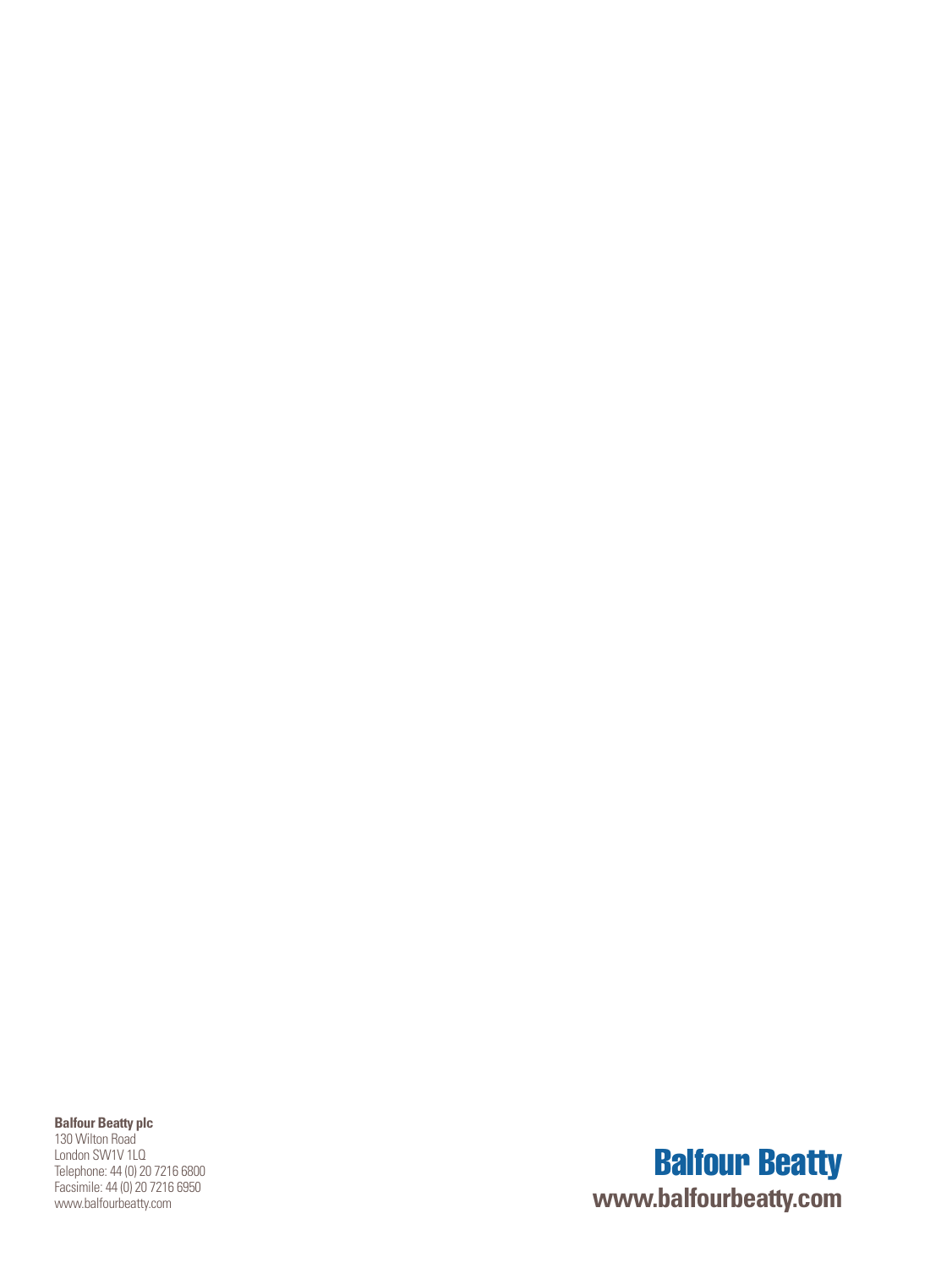**Balfour Beatty plc**
130 Wilton Road
London SW1V 1LQ
Telephone: 44 (0) 20 7216 6800
Facsimile: 44 (0) 20 7216 6950
www.balfourbeatty.com

**Balfour Beatty**
**www.balfourbeatty.com**